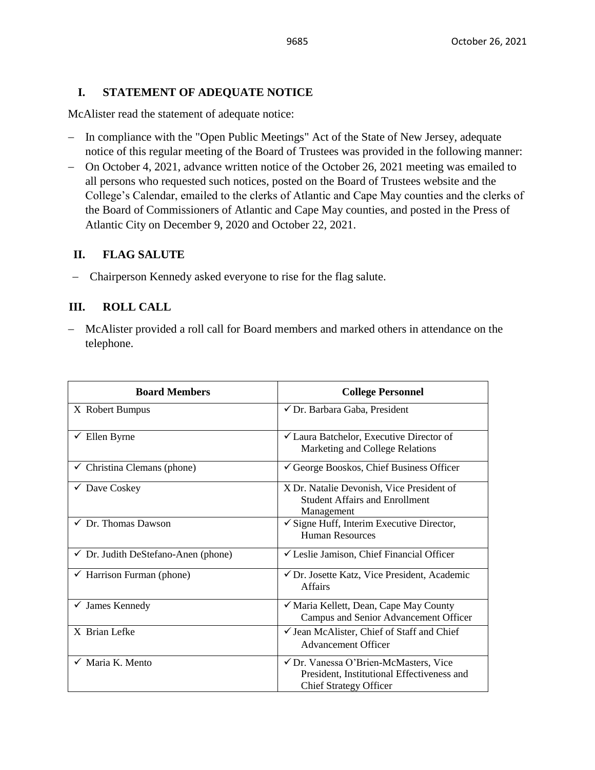## I. STATEMENT OF ADEQUATE NOTICE

McAlister read the statement of adequate notice:

- In compliance with the "Open Public Meetings" Act of the State of New Jersey, adequate notice of this regular meeting of the Board of Trustees was provided in the following manner:
- On October 4, 2021, advance written notice of the October 26, 2021 meeting was emailed to all persons who requested such notices, posted on the Board of Trustees website and the College's Calendar, emailed to the clerks of Atlantic and Cape May counties and the clerks of the Board of Commissioners of Atlantic and Cape May counties, and posted in the Press of Atlantic City on December 9, 2020 and October 22, 2021.

## II. FLAG SALUTE

- Chairperson Kennedy asked everyone to rise for the flag salute.

## III. ROLL CALL

- McAlister provided a roll call for Board members and marked others in attendance on the telephone.

| Board Members | College Personnel |
|---|---|
| X Robert Bumpus | ✓ Dr. Barbara Gaba, President |
| ✓ Ellen Byrne | ✓ Laura Batchelor, Executive Director of Marketing and College Relations |
| ✓ Christina Clemans (phone) | ✓ George Booskos, Chief Business Officer |
| ✓ Dave Coskey | X Dr. Natalie Devonish, Vice President of Student Affairs and Enrollment Management |
| ✓ Dr. Thomas Dawson | ✓ Signe Huff, Interim Executive Director, Human Resources |
| ✓ Dr. Judith DeStefano-Anen (phone) | ✓ Leslie Jamison, Chief Financial Officer |
| ✓ Harrison Furman (phone) | ✓ Dr. Josette Katz, Vice President, Academic Affairs |
| ✓ James Kennedy | ✓ Maria Kellett, Dean, Cape May County Campus and Senior Advancement Officer |
| X Brian Lefke | ✓ Jean McAlister, Chief of Staff and Chief Advancement Officer |
| ✓ Maria K. Mento | ✓ Dr. Vanessa O'Brien-McMasters, Vice President, Institutional Effectiveness and Chief Strategy Officer |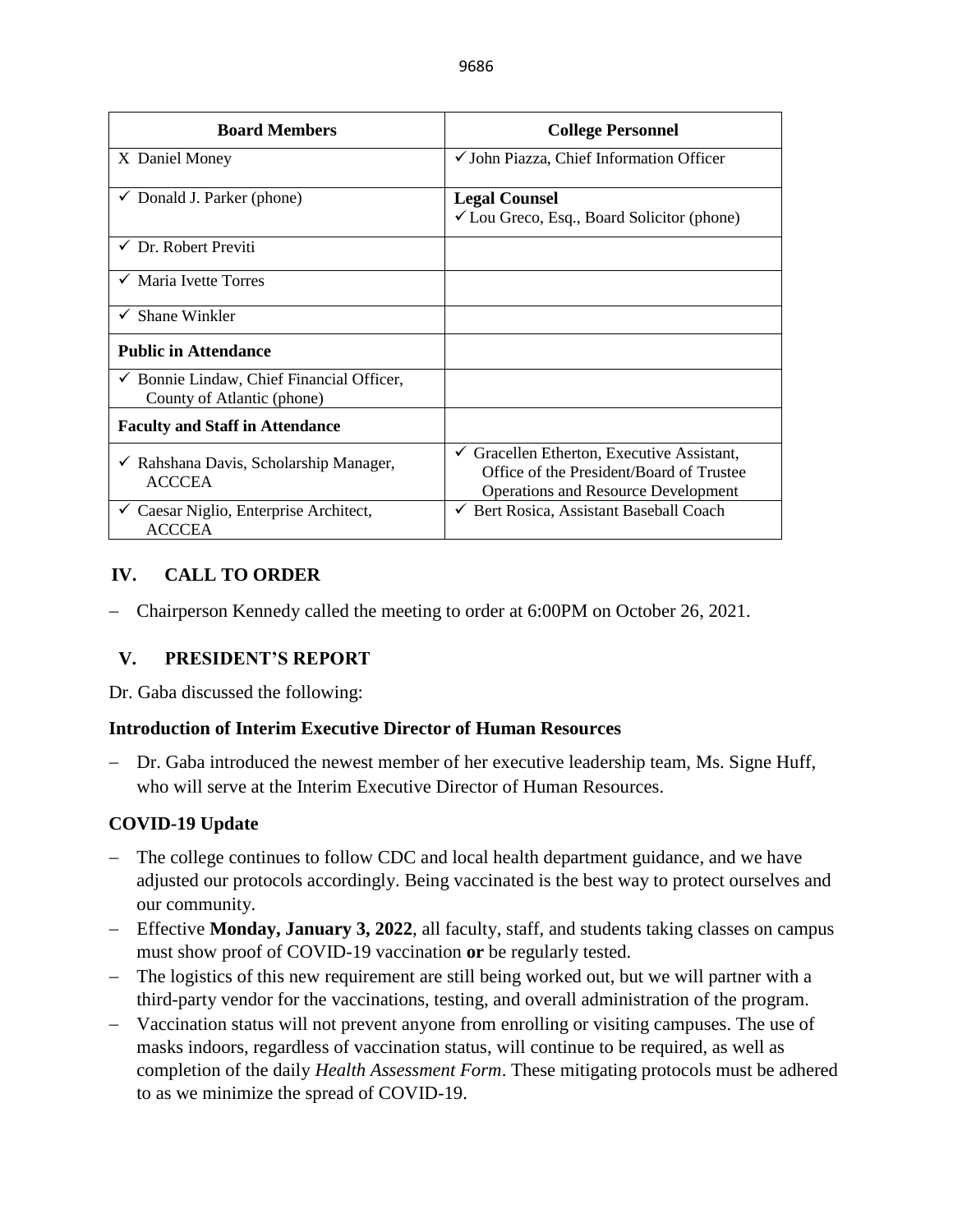| Board Members | College Personnel |
|---|---|
| X Daniel Money | ✓ John Piazza, Chief Information Officer |
| ✓ Donald J. Parker (phone) | **Legal Counsel**<br>✓ Lou Greco, Esq., Board Solicitor (phone) |
| ✓ Dr. Robert Previti | |
| ✓ Maria Ivette Torres | |
| ✓ Shane Winkler | |
| **Public in Attendance** | |
| ✓ Bonnie Lindaw, Chief Financial Officer, County of Atlantic (phone) | |
| **Faculty and Staff in Attendance** | |
| ✓ Rahshana Davis, Scholarship Manager, ACCCEA | ✓ Gracellen Etherton, Executive Assistant, Office of the President/Board of Trustee Operations and Resource Development |
| ✓ Caesar Niglio, Enterprise Architect, ACCCEA | ✓ Bert Rosica, Assistant Baseball Coach |

## IV. CALL TO ORDER

- Chairperson Kennedy called the meeting to order at 6:00PM on October 26, 2021.

## V. PRESIDENT'S REPORT

Dr. Gaba discussed the following:

### Introduction of Interim Executive Director of Human Resources

- Dr. Gaba introduced the newest member of her executive leadership team, Ms. Signe Huff, who will serve at the Interim Executive Director of Human Resources.

### COVID-19 Update

- The college continues to follow CDC and local health department guidance, and we have adjusted our protocols accordingly. Being vaccinated is the best way to protect ourselves and our community.
- Effective **Monday, January 3, 2022**, all faculty, staff, and students taking classes on campus must show proof of COVID-19 vaccination **or** be regularly tested.
- The logistics of this new requirement are still being worked out, but we will partner with a third-party vendor for the vaccinations, testing, and overall administration of the program.
- Vaccination status will not prevent anyone from enrolling or visiting campuses. The use of masks indoors, regardless of vaccination status, will continue to be required, as well as completion of the daily *Health Assessment Form*. These mitigating protocols must be adhered to as we minimize the spread of COVID-19.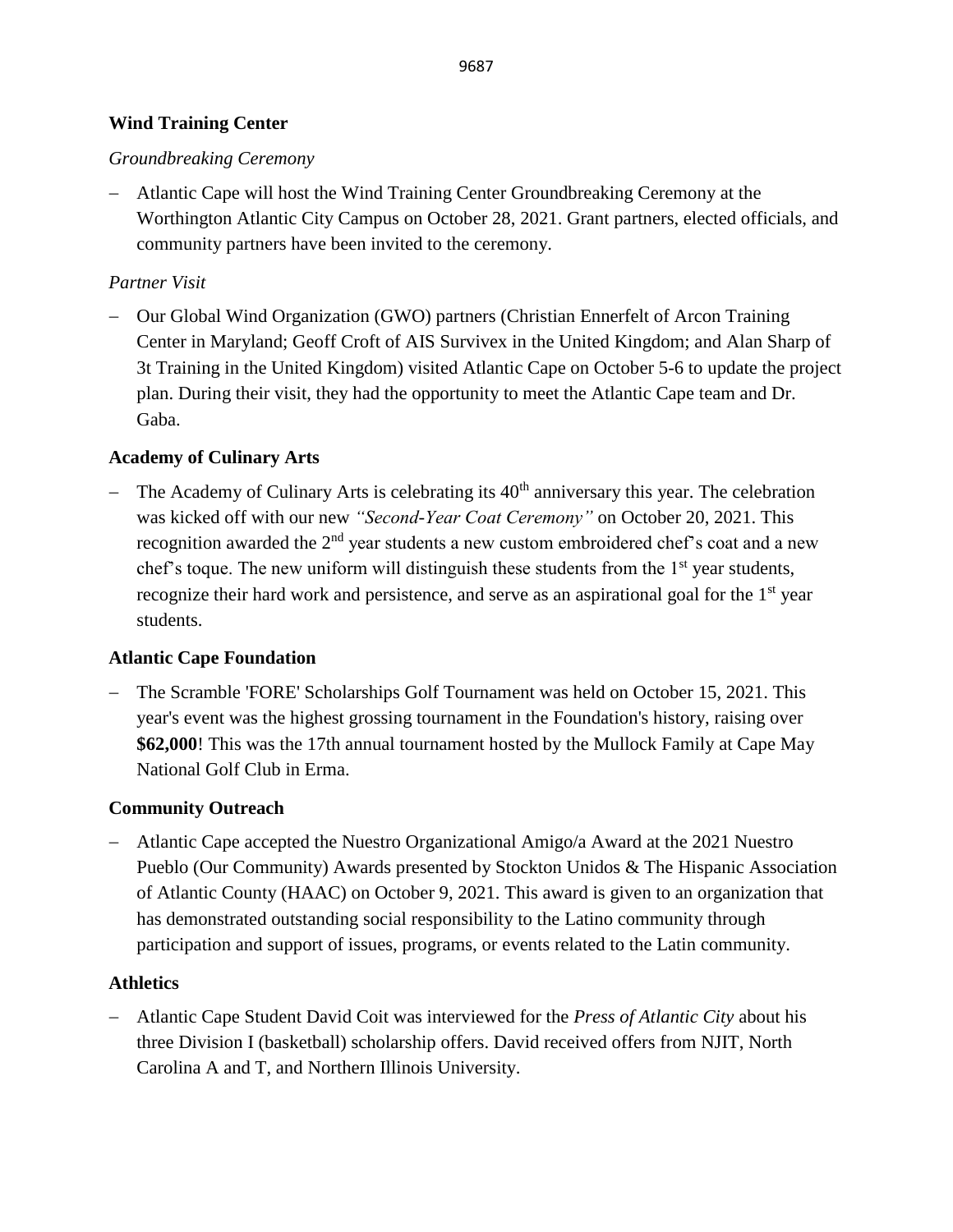### Wind Training Center

*Groundbreaking Ceremony*

- Atlantic Cape will host the Wind Training Center Groundbreaking Ceremony at the Worthington Atlantic City Campus on October 28, 2021. Grant partners, elected officials, and community partners have been invited to the ceremony.

*Partner Visit*

- Our Global Wind Organization (GWO) partners (Christian Ennerfelt of Arcon Training Center in Maryland; Geoff Croft of AIS Survivex in the United Kingdom; and Alan Sharp of 3t Training in the United Kingdom) visited Atlantic Cape on October 5-6 to update the project plan. During their visit, they had the opportunity to meet the Atlantic Cape team and Dr. Gaba.

### Academy of Culinary Arts

- The Academy of Culinary Arts is celebrating its 40th anniversary this year. The celebration was kicked off with our new *"Second-Year Coat Ceremony"* on October 20, 2021. This recognition awarded the 2nd year students a new custom embroidered chef's coat and a new chef's toque. The new uniform will distinguish these students from the 1st year students, recognize their hard work and persistence, and serve as an aspirational goal for the 1st year students.

### Atlantic Cape Foundation

- The Scramble 'FORE' Scholarships Golf Tournament was held on October 15, 2021. This year's event was the highest grossing tournament in the Foundation's history, raising over **$62,000**! This was the 17th annual tournament hosted by the Mullock Family at Cape May National Golf Club in Erma.

### Community Outreach

- Atlantic Cape accepted the Nuestro Organizational Amigo/a Award at the 2021 Nuestro Pueblo (Our Community) Awards presented by Stockton Unidos & The Hispanic Association of Atlantic County (HAAC) on October 9, 2021. This award is given to an organization that has demonstrated outstanding social responsibility to the Latino community through participation and support of issues, programs, or events related to the Latin community.

### Athletics

- Atlantic Cape Student David Coit was interviewed for the *Press of Atlantic City* about his three Division I (basketball) scholarship offers. David received offers from NJIT, North Carolina A and T, and Northern Illinois University.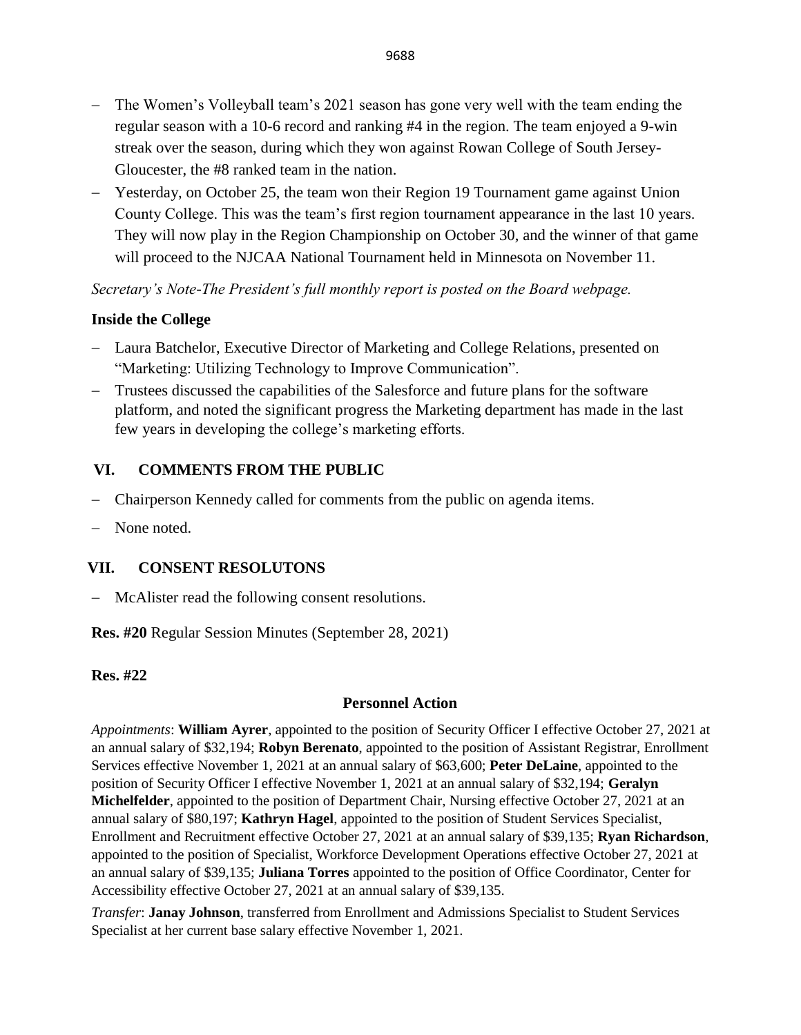- The Women's Volleyball team's 2021 season has gone very well with the team ending the regular season with a 10-6 record and ranking #4 in the region. The team enjoyed a 9-win streak over the season, during which they won against Rowan College of South Jersey-Gloucester, the #8 ranked team in the nation.
- Yesterday, on October 25, the team won their Region 19 Tournament game against Union County College. This was the team's first region tournament appearance in the last 10 years. They will now play in the Region Championship on October 30, and the winner of that game will proceed to the NJCAA National Tournament held in Minnesota on November 11.

*Secretary's Note-The President's full monthly report is posted on the Board webpage.*

### Inside the College

- Laura Batchelor, Executive Director of Marketing and College Relations, presented on "Marketing: Utilizing Technology to Improve Communication".
- Trustees discussed the capabilities of the Salesforce and future plans for the software platform, and noted the significant progress the Marketing department has made in the last few years in developing the college's marketing efforts.

## VI. COMMENTS FROM THE PUBLIC

- Chairperson Kennedy called for comments from the public on agenda items.
- None noted.

## VII. CONSENT RESOLUTONS

- McAlister read the following consent resolutions.

**Res. #20** Regular Session Minutes (September 28, 2021)

**Res. #22**

### Personnel Action

*Appointments*: **William Ayrer**, appointed to the position of Security Officer I effective October 27, 2021 at an annual salary of $32,194; **Robyn Berenato**, appointed to the position of Assistant Registrar, Enrollment Services effective November 1, 2021 at an annual salary of $63,600; **Peter DeLaine**, appointed to the position of Security Officer I effective November 1, 2021 at an annual salary of $32,194; **Geralyn Michelfelder**, appointed to the position of Department Chair, Nursing effective October 27, 2021 at an annual salary of $80,197; **Kathryn Hagel**, appointed to the position of Student Services Specialist, Enrollment and Recruitment effective October 27, 2021 at an annual salary of $39,135; **Ryan Richardson**, appointed to the position of Specialist, Workforce Development Operations effective October 27, 2021 at an annual salary of $39,135; **Juliana Torres** appointed to the position of Office Coordinator, Center for Accessibility effective October 27, 2021 at an annual salary of $39,135.

*Transfer*: **Janay Johnson**, transferred from Enrollment and Admissions Specialist to Student Services Specialist at her current base salary effective November 1, 2021.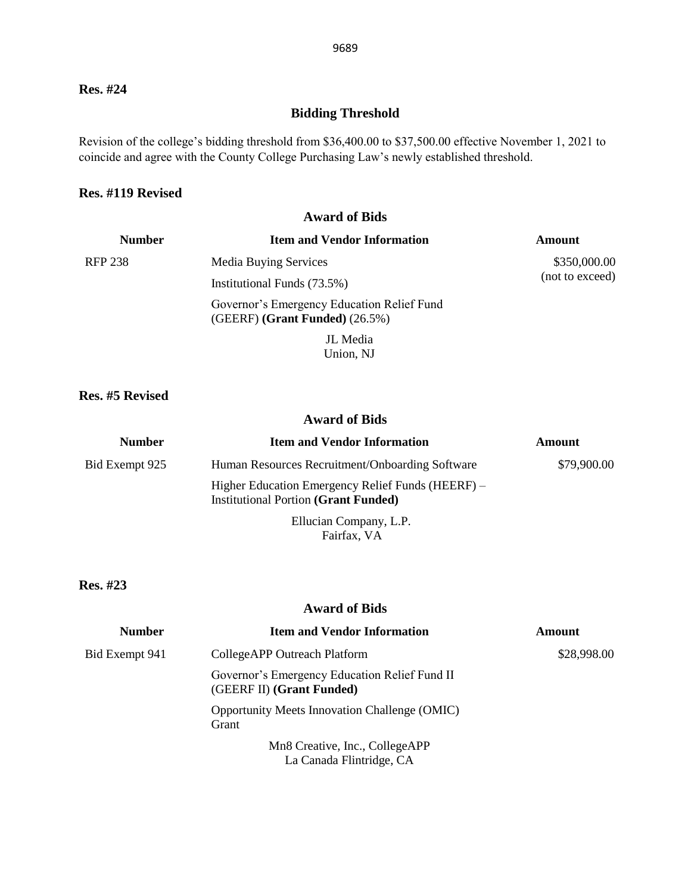**Res. #24**

## Bidding Threshold

Revision of the college's bidding threshold from \$36,400.00 to \$37,500.00 effective November 1, 2021 to coincide and agree with the County College Purchasing Law's newly established threshold.

**Res. #119 Revised**

## Award of Bids

| Number | Item and Vendor Information | Amount |
|---|---|---|
| RFP 238 | Media Buying Services<br>Institutional Funds (73.5%)<br>Governor's Emergency Education Relief Fund (GEERF) **(Grant Funded)** (26.5%)<br>JL Media<br>Union, NJ | \$350,000.00 (not to exceed) |

**Res. #5 Revised**

## Award of Bids

| Number | Item and Vendor Information | Amount |
|---|---|---|
| Bid Exempt 925 | Human Resources Recruitment/Onboarding Software<br>Higher Education Emergency Relief Funds (HEERF) – Institutional Portion **(Grant Funded)**<br>Ellucian Company, L.P.<br>Fairfax, VA | \$79,900.00 |

**Res. #23**

## Award of Bids

| Number | Item and Vendor Information | Amount |
|---|---|---|
| Bid Exempt 941 | CollegeAPP Outreach Platform<br>Governor's Emergency Education Relief Fund II (GEERF II) **(Grant Funded)**<br>Opportunity Meets Innovation Challenge (OMIC) Grant<br>Mn8 Creative, Inc., CollegeAPP<br>La Canada Flintridge, CA | \$28,998.00 |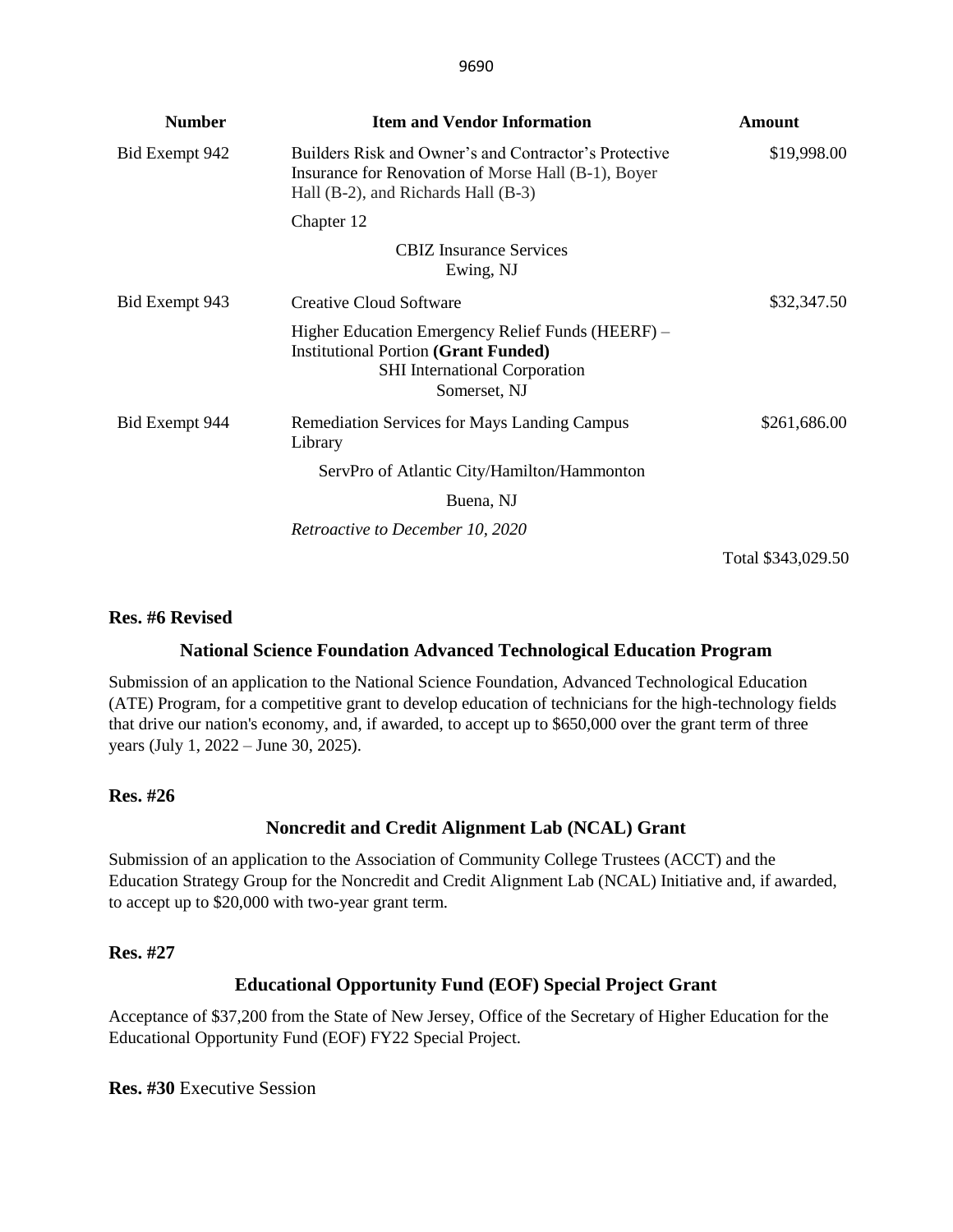| Number | Item and Vendor Information | Amount |
| --- | --- | --- |
| Bid Exempt 942 | Builders Risk and Owner's and Contractor's Protective Insurance for Renovation of Morse Hall (B-1), Boyer Hall (B-2), and Richards Hall (B-3)<br><br>Chapter 12<br><br>CBIZ Insurance Services<br>Ewing, NJ | $19,998.00 |
| Bid Exempt 943 | Creative Cloud Software<br><br>Higher Education Emergency Relief Funds (HEERF) – Institutional Portion **(Grant Funded)**<br>SHI International Corporation<br>Somerset, NJ | $32,347.50 |
| Bid Exempt 944 | Remediation Services for Mays Landing Campus Library<br><br>ServPro of Atlantic City/Hamilton/Hammonton<br><br>Buena, NJ<br><br>*Retroactive to December 10, 2020* | $261,686.00 |
| | | Total $343,029.50 |

**Res. #6 Revised**

**National Science Foundation Advanced Technological Education Program**

Submission of an application to the National Science Foundation, Advanced Technological Education (ATE) Program, for a competitive grant to develop education of technicians for the high-technology fields that drive our nation's economy, and, if awarded, to accept up to $650,000 over the grant term of three years (July 1, 2022 – June 30, 2025).

**Res. #26**

**Noncredit and Credit Alignment Lab (NCAL) Grant**

Submission of an application to the Association of Community College Trustees (ACCT) and the Education Strategy Group for the Noncredit and Credit Alignment Lab (NCAL) Initiative and, if awarded, to accept up to $20,000 with two-year grant term.

**Res. #27**

**Educational Opportunity Fund (EOF) Special Project Grant**

Acceptance of $37,200 from the State of New Jersey, Office of the Secretary of Higher Education for the Educational Opportunity Fund (EOF) FY22 Special Project.

**Res. #30** Executive Session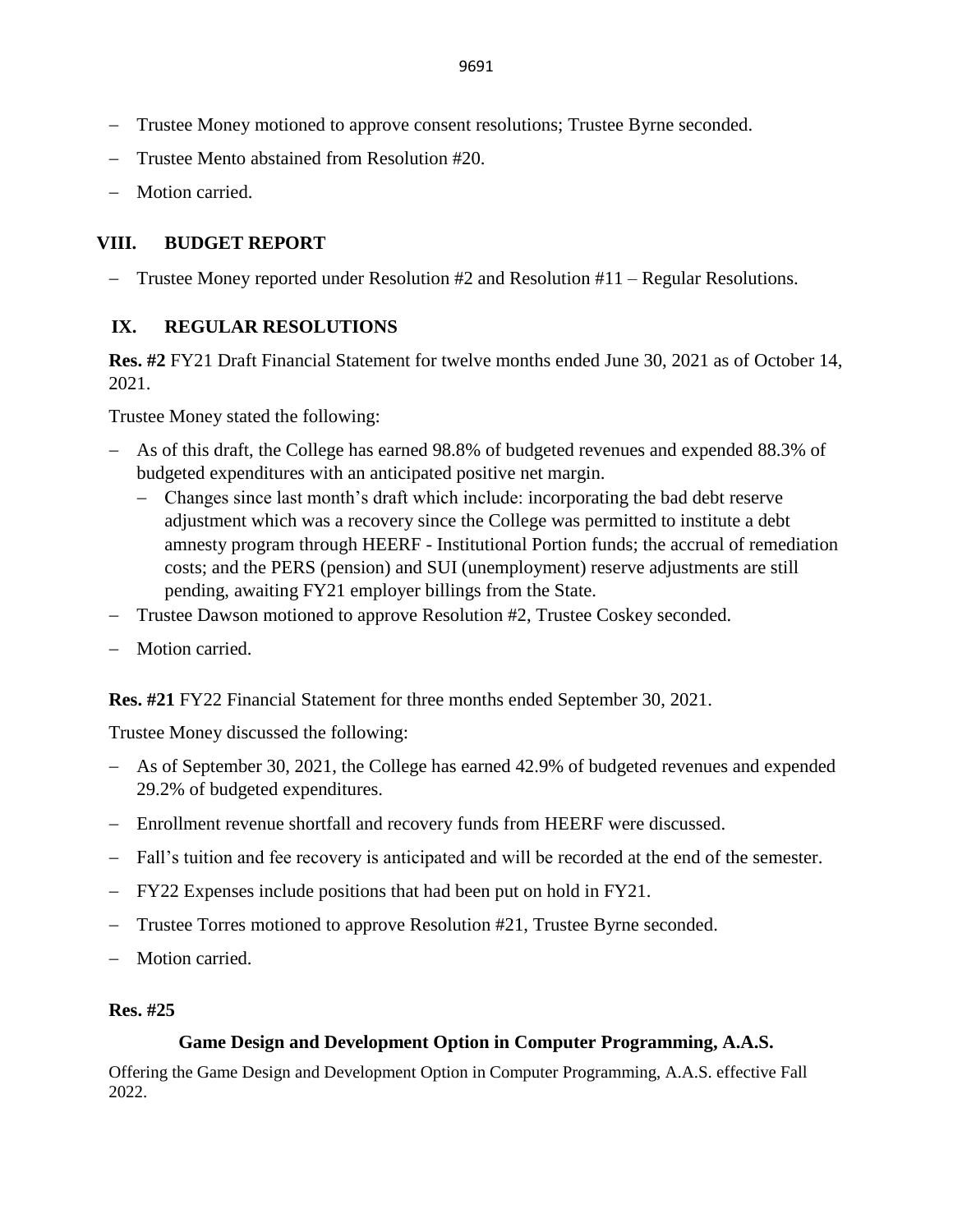- Trustee Money motioned to approve consent resolutions; Trustee Byrne seconded.
- Trustee Mento abstained from Resolution #20.
- Motion carried.

## VIII. BUDGET REPORT

- Trustee Money reported under Resolution #2 and Resolution #11 – Regular Resolutions.

## IX. REGULAR RESOLUTIONS

**Res. #2** FY21 Draft Financial Statement for twelve months ended June 30, 2021 as of October 14, 2021.

Trustee Money stated the following:

- As of this draft, the College has earned 98.8% of budgeted revenues and expended 88.3% of budgeted expenditures with an anticipated positive net margin.
  - Changes since last month's draft which include: incorporating the bad debt reserve adjustment which was a recovery since the College was permitted to institute a debt amnesty program through HEERF - Institutional Portion funds; the accrual of remediation costs; and the PERS (pension) and SUI (unemployment) reserve adjustments are still pending, awaiting FY21 employer billings from the State.
- Trustee Dawson motioned to approve Resolution #2, Trustee Coskey seconded.
- Motion carried.

**Res. #21** FY22 Financial Statement for three months ended September 30, 2021.

Trustee Money discussed the following:

- As of September 30, 2021, the College has earned 42.9% of budgeted revenues and expended 29.2% of budgeted expenditures.
- Enrollment revenue shortfall and recovery funds from HEERF were discussed.
- Fall's tuition and fee recovery is anticipated and will be recorded at the end of the semester.
- FY22 Expenses include positions that had been put on hold in FY21.
- Trustee Torres motioned to approve Resolution #21, Trustee Byrne seconded.
- Motion carried.

**Res. #25**

**Game Design and Development Option in Computer Programming, A.A.S.**

Offering the Game Design and Development Option in Computer Programming, A.A.S. effective Fall 2022.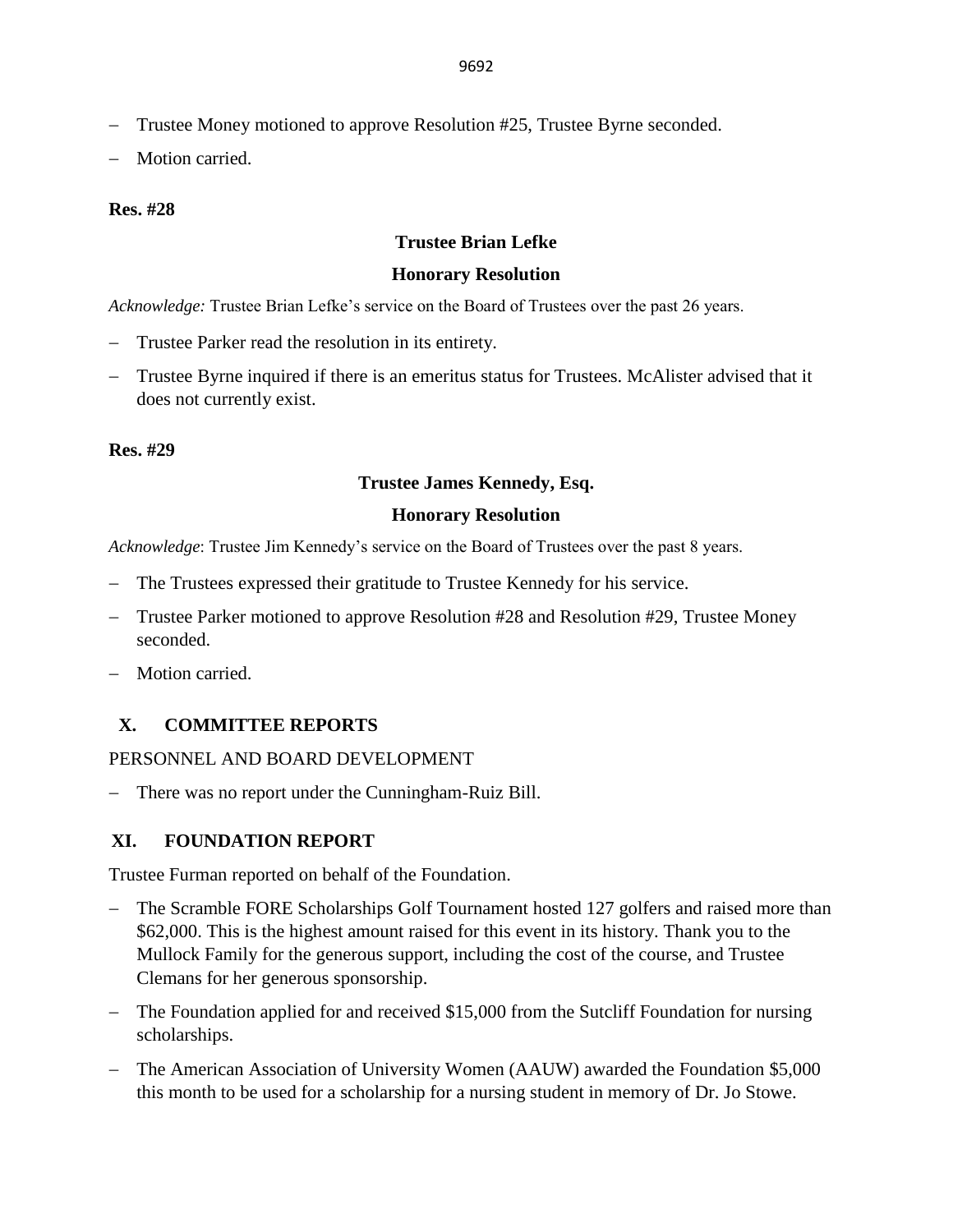- Trustee Money motioned to approve Resolution #25, Trustee Byrne seconded.
- Motion carried.

**Res. #28**

**Trustee Brian Lefke**

**Honorary Resolution**

*Acknowledge:* Trustee Brian Lefke's service on the Board of Trustees over the past 26 years.

- Trustee Parker read the resolution in its entirety.
- Trustee Byrne inquired if there is an emeritus status for Trustees. McAlister advised that it does not currently exist.

**Res. #29**

**Trustee James Kennedy, Esq.**

**Honorary Resolution**

*Acknowledge*: Trustee Jim Kennedy's service on the Board of Trustees over the past 8 years.

- The Trustees expressed their gratitude to Trustee Kennedy for his service.
- Trustee Parker motioned to approve Resolution #28 and Resolution #29, Trustee Money seconded.
- Motion carried.

## X. COMMITTEE REPORTS

PERSONNEL AND BOARD DEVELOPMENT

- There was no report under the Cunningham-Ruiz Bill.

## XI. FOUNDATION REPORT

Trustee Furman reported on behalf of the Foundation.

- The Scramble FORE Scholarships Golf Tournament hosted 127 golfers and raised more than $62,000. This is the highest amount raised for this event in its history. Thank you to the Mullock Family for the generous support, including the cost of the course, and Trustee Clemans for her generous sponsorship.
- The Foundation applied for and received $15,000 from the Sutcliff Foundation for nursing scholarships.
- The American Association of University Women (AAUW) awarded the Foundation $5,000 this month to be used for a scholarship for a nursing student in memory of Dr. Jo Stowe.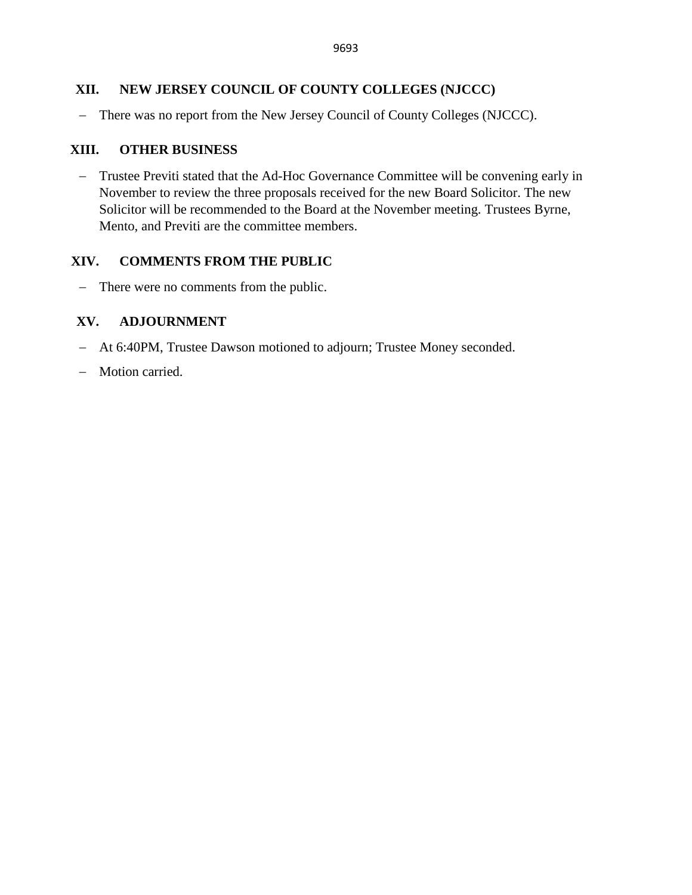## XII. NEW JERSEY COUNCIL OF COUNTY COLLEGES (NJCCC)

- There was no report from the New Jersey Council of County Colleges (NJCCC).

## XIII. OTHER BUSINESS

- Trustee Previti stated that the Ad-Hoc Governance Committee will be convening early in November to review the three proposals received for the new Board Solicitor. The new Solicitor will be recommended to the Board at the November meeting. Trustees Byrne, Mento, and Previti are the committee members.

## XIV. COMMENTS FROM THE PUBLIC

- There were no comments from the public.

## XV. ADJOURNMENT

- At 6:40PM, Trustee Dawson motioned to adjourn; Trustee Money seconded.
- Motion carried.